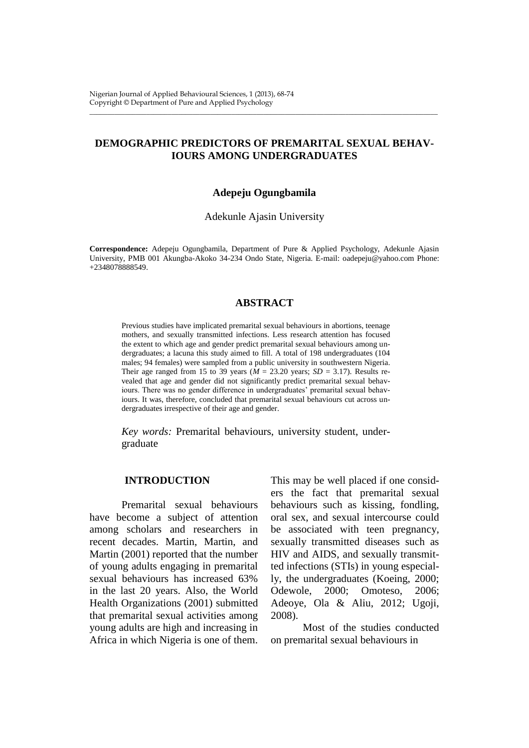# DEMOGRAPHIC PREDICTORS OF PREMARITAL SEXUAL BEHAVIOURS AMONG UNDERGRADUATES

**Adepeju Ogungbamila**

Adekunle Ajasin University

**Correspondence:** Adepeju Ogungbamila, Department of Pure & Applied Psychology, Adekunle Ajasin University, PMB 001 Akungba-Akoko 34-234 Ondo State, Nigeria. E-mail: oadepeju@yahoo.com Phone: +2348078888549.

## ABSTRACT

Previous studies have implicated premarital sexual behaviours in abortions, teenage mothers, and sexually transmitted infections. Less research attention has focused the extent to which age and gender predict premarital sexual behaviours among undergraduates; a lacuna this study aimed to fill. A total of 198 undergraduates (104 males; 94 females) were sampled from a public university in southwestern Nigeria. Their age ranged from 15 to 39 years ($M$ = 23.20 years; $SD$ = 3.17). Results revealed that age and gender did not significantly predict premarital sexual behaviours. There was no gender difference in undergraduates' premarital sexual behaviours. It was, therefore, concluded that premarital sexual behaviours cut across undergraduates irrespective of their age and gender.

*Key words:* Premarital behaviours, university student, undergraduate

## INTRODUCTION

Premarital sexual behaviours have become a subject of attention among scholars and researchers in recent decades. Martin, Martin, and Martin (2001) reported that the number of young adults engaging in premarital sexual behaviours has increased 63% in the last 20 years. Also, the World Health Organizations (2001) submitted that premarital sexual activities among young adults are high and increasing in Africa in which Nigeria is one of them. This may be well placed if one considers the fact that premarital sexual behaviours such as kissing, fondling, oral sex, and sexual intercourse could be associated with teen pregnancy, sexually transmitted diseases such as HIV and AIDS, and sexually transmitted infections (STIs) in young especially, the undergraduates (Koeing, 2000; Odewole, 2000; Omoteso, 2006; Adeoye, Ola & Aliu, 2012; Ugoji, 2008).

Most of the studies conducted on premarital sexual behaviours in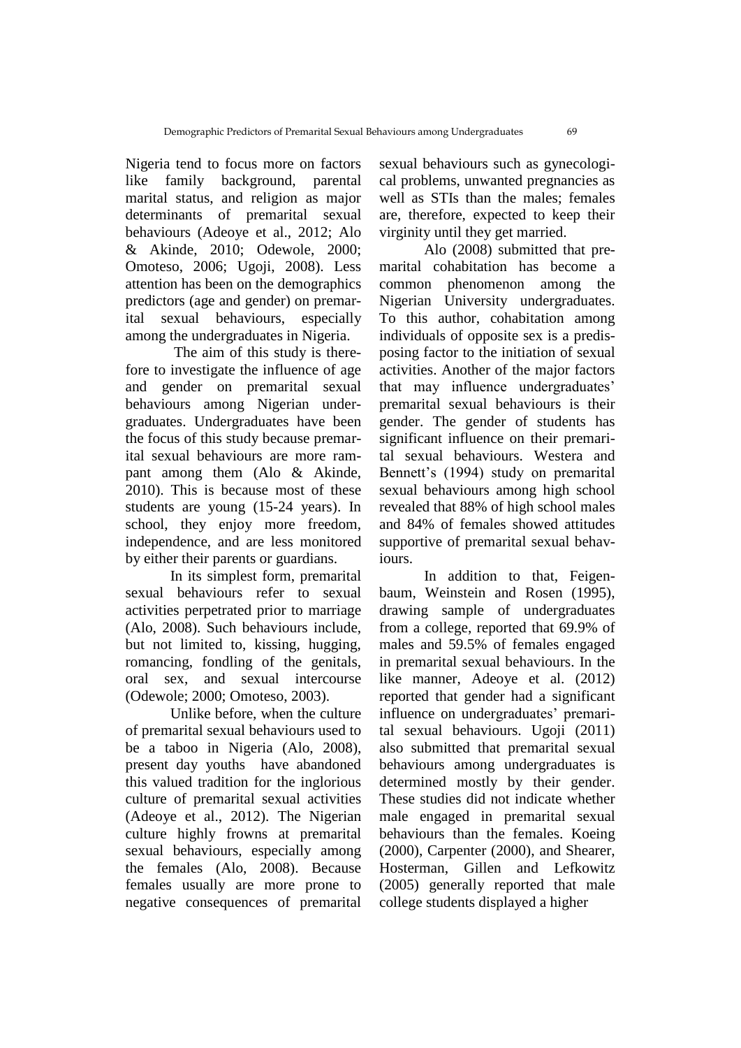Nigeria tend to focus more on factors like family background, parental marital status, and religion as major determinants of premarital sexual behaviours (Adeoye et al., 2012; Alo & Akinde, 2010; Odewole, 2000; Omoteso, 2006; Ugoji, 2008). Less attention has been on the demographics predictors (age and gender) on premarital sexual behaviours, especially among the undergraduates in Nigeria.

The aim of this study is therefore to investigate the influence of age and gender on premarital sexual behaviours among Nigerian undergraduates. Undergraduates have been the focus of this study because premarital sexual behaviours are more rampant among them (Alo & Akinde, 2010). This is because most of these students are young (15-24 years). In school, they enjoy more freedom, independence, and are less monitored by either their parents or guardians.

In its simplest form, premarital sexual behaviours refer to sexual activities perpetrated prior to marriage (Alo, 2008). Such behaviours include, but not limited to, kissing, hugging, romancing, fondling of the genitals, oral sex, and sexual intercourse (Odewole; 2000; Omoteso, 2003).

Unlike before, when the culture of premarital sexual behaviours used to be a taboo in Nigeria (Alo, 2008), present day youths have abandoned this valued tradition for the inglorious culture of premarital sexual activities (Adeoye et al., 2012). The Nigerian culture highly frowns at premarital sexual behaviours, especially among the females (Alo, 2008). Because females usually are more prone to negative consequences of premarital sexual behaviours such as gynecological problems, unwanted pregnancies as well as STIs than the males; females are, therefore, expected to keep their virginity until they get married.

Alo (2008) submitted that premarital cohabitation has become a common phenomenon among the Nigerian University undergraduates. To this author, cohabitation among individuals of opposite sex is a predisposing factor to the initiation of sexual activities. Another of the major factors that may influence undergraduates' premarital sexual behaviours is their gender. The gender of students has significant influence on their premarital sexual behaviours. Westera and Bennett's (1994) study on premarital sexual behaviours among high school revealed that 88% of high school males and 84% of females showed attitudes supportive of premarital sexual behaviours.

In addition to that, Feigenbaum, Weinstein and Rosen (1995), drawing sample of undergraduates from a college, reported that 69.9% of males and 59.5% of females engaged in premarital sexual behaviours. In the like manner, Adeoye et al. (2012) reported that gender had a significant influence on undergraduates' premarital sexual behaviours. Ugoji (2011) also submitted that premarital sexual behaviours among undergraduates is determined mostly by their gender. These studies did not indicate whether male engaged in premarital sexual behaviours than the females. Koeing (2000), Carpenter (2000), and Shearer, Hosterman, Gillen and Lefkowitz (2005) generally reported that male college students displayed a higher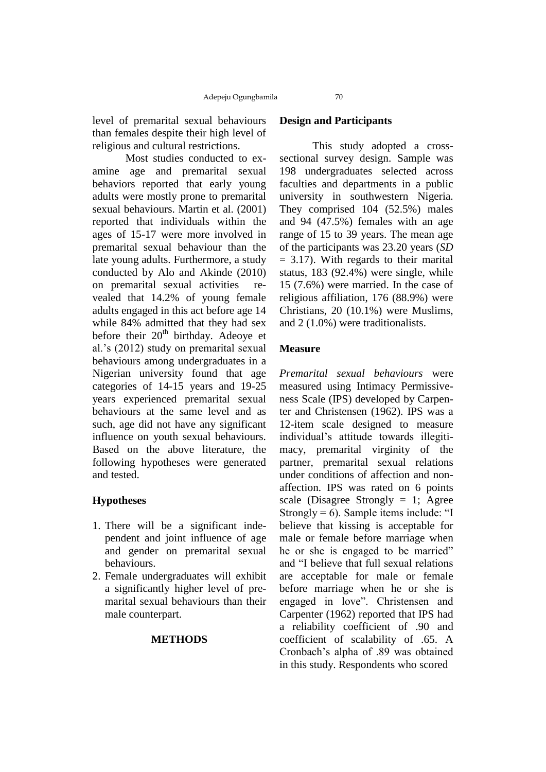level of premarital sexual behaviours than females despite their high level of religious and cultural restrictions.

Most studies conducted to examine age and premarital sexual behaviors reported that early young adults were mostly prone to premarital sexual behaviours. Martin et al. (2001) reported that individuals within the ages of 15-17 were more involved in premarital sexual behaviour than the late young adults. Furthermore, a study conducted by Alo and Akinde (2010) on premarital sexual activities revealed that 14.2% of young female adults engaged in this act before age 14 while 84% admitted that they had sex before their 20th birthday. Adeoye et al.'s (2012) study on premarital sexual behaviours among undergraduates in a Nigerian university found that age categories of 14-15 years and 19-25 years experienced premarital sexual behaviours at the same level and as such, age did not have any significant influence on youth sexual behaviours. Based on the above literature, the following hypotheses were generated and tested.

## Hypotheses

1. There will be a significant independent and joint influence of age and gender on premarital sexual behaviours.
2. Female undergraduates will exhibit a significantly higher level of premarital sexual behaviours than their male counterpart.

## METHODS

### Design and Participants

This study adopted a cross-sectional survey design. Sample was 198 undergraduates selected across faculties and departments in a public university in southwestern Nigeria. They comprised 104 (52.5%) males and 94 (47.5%) females with an age range of 15 to 39 years. The mean age of the participants was 23.20 years (*SD* = 3.17). With regards to their marital status, 183 (92.4%) were single, while 15 (7.6%) were married. In the case of religious affiliation, 176 (88.9%) were Christians, 20 (10.1%) were Muslims, and 2 (1.0%) were traditionalists.

### Measure

*Premarital sexual behaviours* were measured using Intimacy Permissiveness Scale (IPS) developed by Carpenter and Christensen (1962). IPS was a 12-item scale designed to measure individual's attitude towards illegitimacy, premarital virginity of the partner, premarital sexual relations under conditions of affection and non-affection. IPS was rated on 6 points scale (Disagree Strongly = 1; Agree Strongly = 6). Sample items include: "I believe that kissing is acceptable for male or female before marriage when he or she is engaged to be married" and "I believe that full sexual relations are acceptable for male or female before marriage when he or she is engaged in love". Christensen and Carpenter (1962) reported that IPS had a reliability coefficient of .90 and coefficient of scalability of .65. A Cronbach's alpha of .89 was obtained in this study. Respondents who scored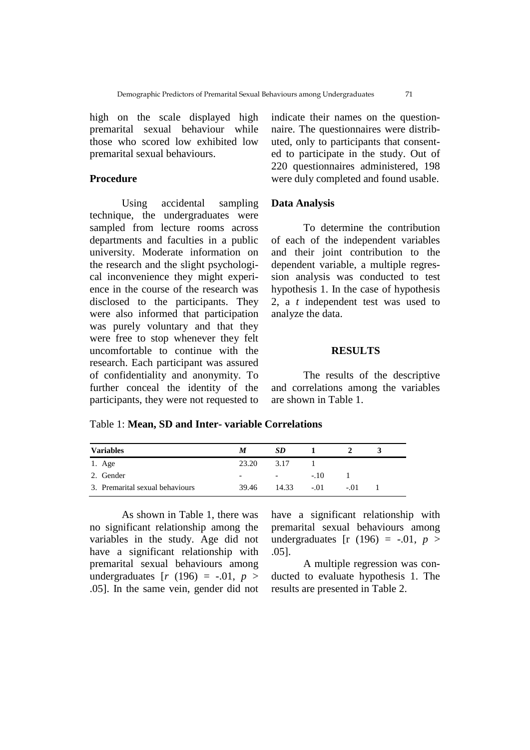high on the scale displayed high premarital sexual behaviour while those who scored low exhibited low premarital sexual behaviours.

## Procedure

Using accidental sampling technique, the undergraduates were sampled from lecture rooms across departments and faculties in a public university. Moderate information on the research and the slight psychological inconvenience they might experience in the course of the research was disclosed to the participants. They were also informed that participation was purely voluntary and that they were free to stop whenever they felt uncomfortable to continue with the research. Each participant was assured of confidentiality and anonymity. To further conceal the identity of the participants, they were not requested to indicate their names on the questionnaire. The questionnaires were distributed, only to participants that consented to participate in the study. Out of 220 questionnaires administered, 198 were duly completed and found usable.

## Data Analysis

To determine the contribution of each of the independent variables and their joint contribution to the dependent variable, a multiple regression analysis was conducted to test hypothesis 1. In the case of hypothesis 2, a *t* independent test was used to analyze the data.

## RESULTS

The results of the descriptive and correlations among the variables are shown in Table 1.

Table 1: **Mean, SD and Inter- variable Correlations**

| Variables | *M* | *SD* | 1 | 2 | 3 |
|---|---|---|---|---|---|
| 1. Age | 23.20 | 3.17 | 1 | | |
| 2. Gender | - | - | -.10 | 1 | |
| 3. Premarital sexual behaviours | 39.46 | 14.33 | -.01 | -.01 | 1 |

As shown in Table 1, there was no significant relationship among the variables in the study. Age did not have a significant relationship with premarital sexual behaviours among undergraduates [$r$ (196) = -.01, $p > .05$]. In the same vein, gender did not have a significant relationship with premarital sexual behaviours among undergraduates [r (196) = -.01, $p > .05$].

A multiple regression was conducted to evaluate hypothesis 1. The results are presented in Table 2.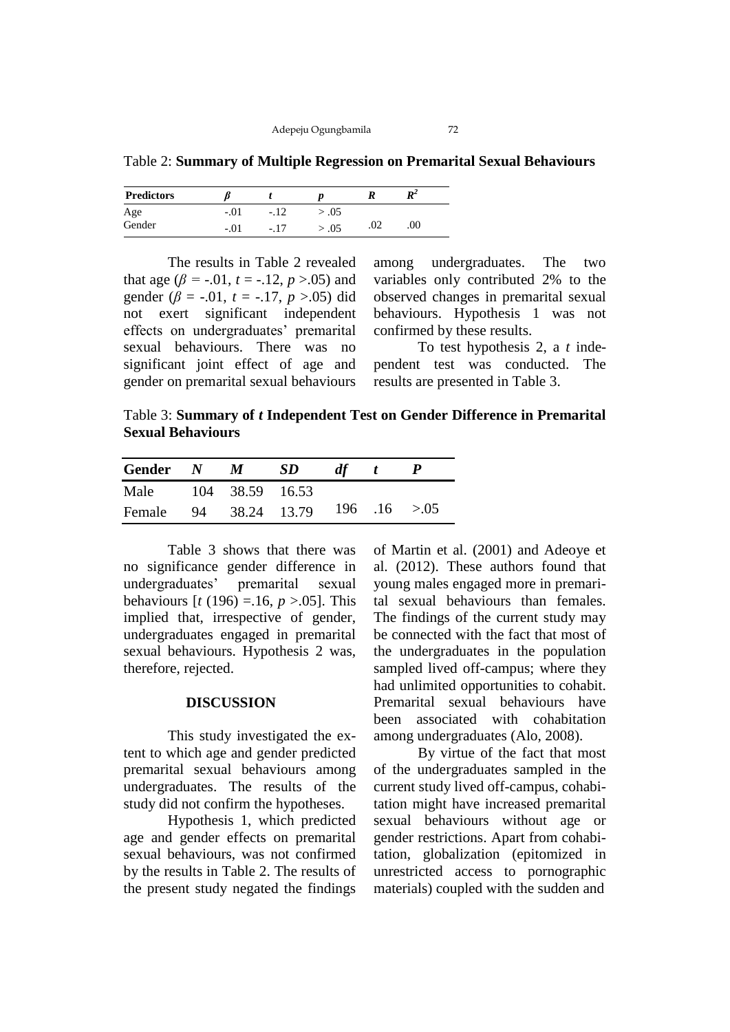Table 2: **Summary of Multiple Regression on Premarital Sexual Behaviours**

| Predictors | $\beta$ | $t$ | $p$ | $R$ | $R^2$ |
|---|---|---|---|---|---|
| Age | -.01 | -.12 | > .05 | | |
| Gender | -.01 | -.17 | > .05 | .02 | .00 |

The results in Table 2 revealed that age ($\beta$ = -.01, $t$ = -.12, $p$ >.05) and gender ($\beta$ = -.01, $t$ = -.17, $p$ >.05) did not exert significant independent effects on undergraduates' premarital sexual behaviours. There was no significant joint effect of age and gender on premarital sexual behaviours among undergraduates. The two variables only contributed 2% to the observed changes in premarital sexual behaviours. Hypothesis 1 was not confirmed by these results.

To test hypothesis 2, a *t* independent test was conducted. The results are presented in Table 3.

Table 3: **Summary of *t* Independent Test on Gender Difference in Premarital Sexual Behaviours**

| Gender | *N* | *M* | *SD* | *df* | *t* | *P* |
|---|---|---|---|---|---|---|
| Male | 104 | 38.59 | 16.53 | | | |
| Female | 94 | 38.24 | 13.79 | 196 | .16 | >.05 |

Table 3 shows that there was no significance gender difference in undergraduates' premarital sexual behaviours [$t$ (196) =.16, $p$ >.05]. This implied that, irrespective of gender, undergraduates engaged in premarital sexual behaviours. Hypothesis 2 was, therefore, rejected.

## DISCUSSION

This study investigated the extent to which age and gender predicted premarital sexual behaviours among undergraduates. The results of the study did not confirm the hypotheses.

Hypothesis 1, which predicted age and gender effects on premarital sexual behaviours, was not confirmed by the results in Table 2. The results of the present study negated the findings of Martin et al. (2001) and Adeoye et al. (2012). These authors found that young males engaged more in premarital sexual behaviours than females. The findings of the current study may be connected with the fact that most of the undergraduates in the population sampled lived off-campus; where they had unlimited opportunities to cohabit. Premarital sexual behaviours have been associated with cohabitation among undergraduates (Alo, 2008).

By virtue of the fact that most of the undergraduates sampled in the current study lived off-campus, cohabitation might have increased premarital sexual behaviours without age or gender restrictions. Apart from cohabitation, globalization (epitomized in unrestricted access to pornographic materials) coupled with the sudden and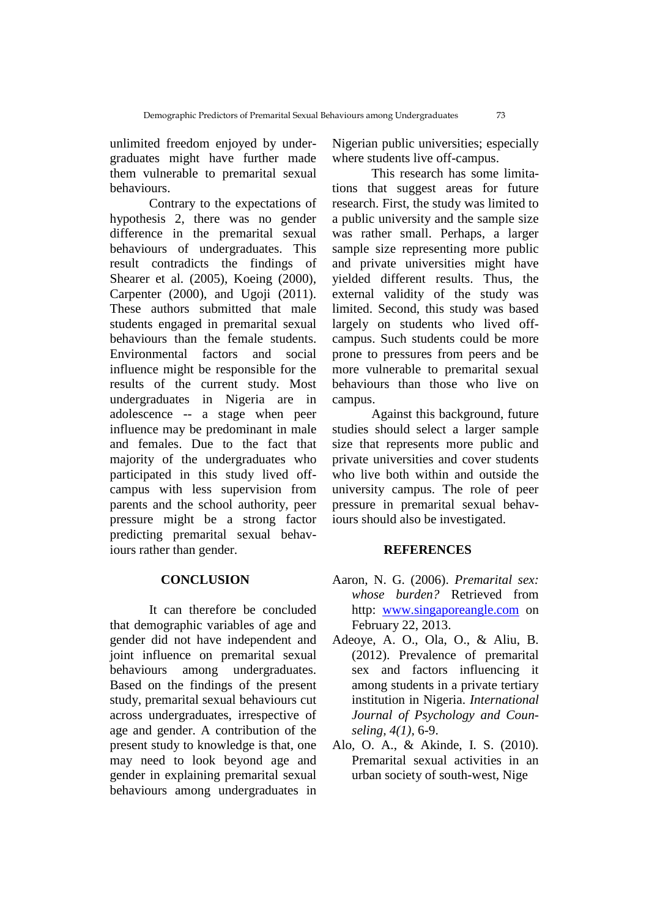unlimited freedom enjoyed by undergraduates might have further made them vulnerable to premarital sexual behaviours.

Contrary to the expectations of hypothesis 2, there was no gender difference in the premarital sexual behaviours of undergraduates. This result contradicts the findings of Shearer et al. (2005), Koeing (2000), Carpenter (2000), and Ugoji (2011). These authors submitted that male students engaged in premarital sexual behaviours than the female students. Environmental factors and social influence might be responsible for the results of the current study. Most undergraduates in Nigeria are in adolescence -- a stage when peer influence may be predominant in male and females. Due to the fact that majority of the undergraduates who participated in this study lived off-campus with less supervision from parents and the school authority, peer pressure might be a strong factor predicting premarital sexual behaviours rather than gender.

## CONCLUSION

It can therefore be concluded that demographic variables of age and gender did not have independent and joint influence on premarital sexual behaviours among undergraduates. Based on the findings of the present study, premarital sexual behaviours cut across undergraduates, irrespective of age and gender. A contribution of the present study to knowledge is that, one may need to look beyond age and gender in explaining premarital sexual behaviours among undergraduates in Nigerian public universities; especially where students live off-campus.

This research has some limitations that suggest areas for future research. First, the study was limited to a public university and the sample size was rather small. Perhaps, a larger sample size representing more public and private universities might have yielded different results. Thus, the external validity of the study was limited. Second, this study was based largely on students who lived off-campus. Such students could be more prone to pressures from peers and be more vulnerable to premarital sexual behaviours than those who live on campus.

Against this background, future studies should select a larger sample size that represents more public and private universities and cover students who live both within and outside the university campus. The role of peer pressure in premarital sexual behaviours should also be investigated.

## REFERENCES

Aaron, N. G. (2006). *Premarital sex: whose burden?* Retrieved from http: www.singaporeangle.com on February 22, 2013.

Adeoye, A. O., Ola, O., & Aliu, B. (2012). Prevalence of premarital sex and factors influencing it among students in a private tertiary institution in Nigeria. *International Journal of Psychology and Counseling*, *4(1)*, 6-9.

Alo, O. A., & Akinde, I. S. (2010). Premarital sexual activities in an urban society of south-west, Nige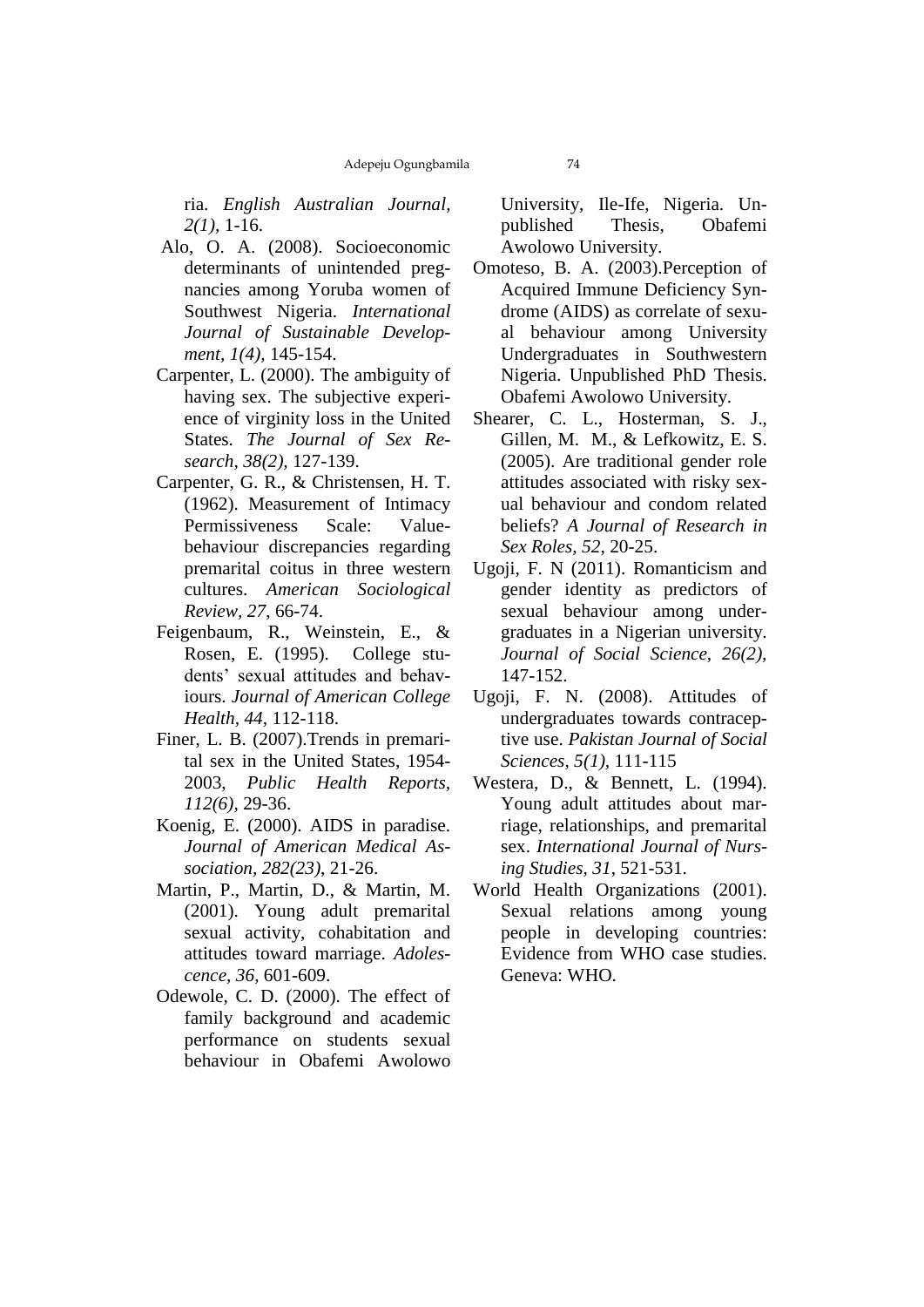ria. *English Australian Journal, 2(1),* 1-16.

Alo, O. A. (2008). Socioeconomic determinants of unintended pregnancies among Yoruba women of Southwest Nigeria. *International Journal of Sustainable Development, 1(4)*, 145-154.

Carpenter, L. (2000). The ambiguity of having sex. The subjective experience of virginity loss in the United States. *The Journal of Sex Research, 38(2),* 127-139.

Carpenter, G. R., & Christensen, H. T. (1962). Measurement of Intimacy Permissiveness Scale: Value-behaviour discrepancies regarding premarital coitus in three western cultures. *American Sociological Review, 27,* 66-74.

Feigenbaum, R., Weinstein, E., & Rosen, E. (1995). College students' sexual attitudes and behaviours. *Journal of American College Health, 44,* 112-118.

Finer, L. B. (2007).Trends in premarital sex in the United States, 1954-2003, *Public Health Reports, 112(6),* 29-36.

Koenig, E. (2000). AIDS in paradise. *Journal of American Medical Association, 282(23)*, 21-26.

Martin, P., Martin, D., & Martin, M. (2001). Young adult premarital sexual activity, cohabitation and attitudes toward marriage. *Adolescence, 36,* 601-609.

Odewole, C. D. (2000). The effect of family background and academic performance on students sexual behaviour in Obafemi Awolowo University, Ile-Ife, Nigeria. Unpublished Thesis, Obafemi Awolowo University.

Omoteso, B. A. (2003).Perception of Acquired Immune Deficiency Syndrome (AIDS) as correlate of sexual behaviour among University Undergraduates in Southwestern Nigeria. Unpublished PhD Thesis. Obafemi Awolowo University.

Shearer, C. L., Hosterman, S. J., Gillen, M. M., & Lefkowitz, E. S. (2005). Are traditional gender role attitudes associated with risky sexual behaviour and condom related beliefs? *A Journal of Research in Sex Roles, 52*, 20-25.

Ugoji, F. N (2011). Romanticism and gender identity as predictors of sexual behaviour among undergraduates in a Nigerian university. *Journal of Social Science, 26(2),* 147-152.

Ugoji, F. N. (2008). Attitudes of undergraduates towards contraceptive use. *Pakistan Journal of Social Sciences, 5(1),* 111-115

Westera, D., & Bennett, L. (1994). Young adult attitudes about marriage, relationships, and premarital sex. *International Journal of Nursing Studies, 31*, 521-531.

World Health Organizations (2001). Sexual relations among young people in developing countries: Evidence from WHO case studies. Geneva: WHO.